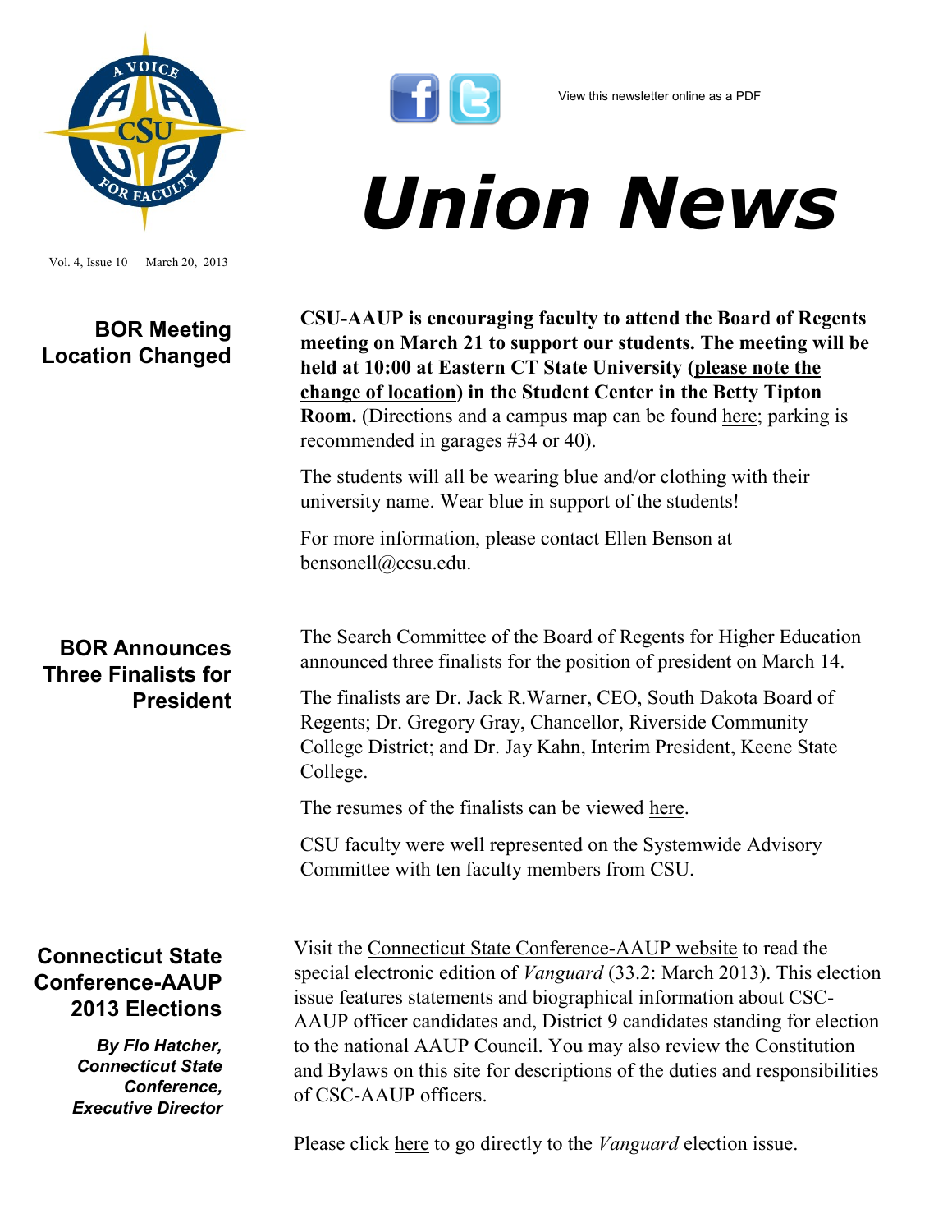View this newsletter online as a PDF

# Union News

Vol. 4, Issue 10 | March 20, 2013

## BOR Meeting Location Changed

**CSU-AAUP is encouraging faculty to attend the Board of Regents meeting on March 21 to support our students. The meeting will be held at 10:00 at Eastern CT State University (please note the change of location) in the Student Center in the Betty Tipton Room.** (Directions and a campus map can be found here; parking is recommended in garages #34 or 40).

The students will all be wearing blue and/or clothing with their university name. Wear blue in support of the students!

For more information, please contact Ellen Benson at bensonell@ccsu.edu.

## BOR Announces Three Finalists for President

The Search Committee of the Board of Regents for Higher Education announced three finalists for the position of president on March 14.

The finalists are Dr. Jack R.Warner, CEO, South Dakota Board of Regents; Dr. Gregory Gray, Chancellor, Riverside Community College District; and Dr. Jay Kahn, Interim President, Keene State College.

The resumes of the finalists can be viewed here.

CSU faculty were well represented on the Systemwide Advisory Committee with ten faculty members from CSU.

## Connecticut State Conference-AAUP 2013 Elections

***By Flo Hatcher, Connecticut State Conference, Executive Director***

Visit the Connecticut State Conference-AAUP website to read the special electronic edition of *Vanguard* (33.2: March 2013). This election issue features statements and biographical information about CSC-AAUP officer candidates and, District 9 candidates standing for election to the national AAUP Council. You may also review the Constitution and Bylaws on this site for descriptions of the duties and responsibilities of CSC-AAUP officers.

Please click here to go directly to the *Vanguard* election issue.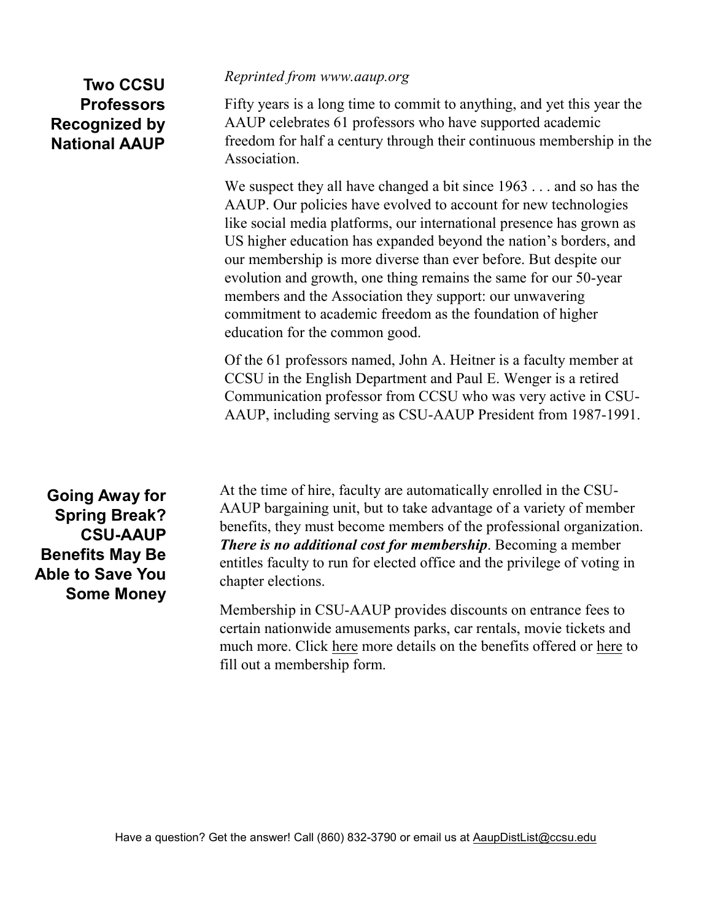## Two CCSU Professors Recognized by National AAUP

*Reprinted from www.aaup.org*

Fifty years is a long time to commit to anything, and yet this year the AAUP celebrates 61 professors who have supported academic freedom for half a century through their continuous membership in the Association.

We suspect they all have changed a bit since 1963 . . . and so has the AAUP. Our policies have evolved to account for new technologies like social media platforms, our international presence has grown as US higher education has expanded beyond the nation's borders, and our membership is more diverse than ever before. But despite our evolution and growth, one thing remains the same for our 50-year members and the Association they support: our unwavering commitment to academic freedom as the foundation of higher education for the common good.

Of the 61 professors named, John A. Heitner is a faculty member at CCSU in the English Department and Paul E. Wenger is a retired Communication professor from CCSU who was very active in CSU-AAUP, including serving as CSU-AAUP President from 1987-1991.

## Going Away for Spring Break? CSU-AAUP Benefits May Be Able to Save You Some Money

At the time of hire, faculty are automatically enrolled in the CSU-AAUP bargaining unit, but to take advantage of a variety of member benefits, they must become members of the professional organization. ***There is no additional cost for membership***. Becoming a member entitles faculty to run for elected office and the privilege of voting in chapter elections.

Membership in CSU-AAUP provides discounts on entrance fees to certain nationwide amusements parks, car rentals, movie tickets and much more. Click here more details on the benefits offered or here to fill out a membership form.

Have a question? Get the answer! Call (860) 832-3790 or email us at AaupDistList@ccsu.edu